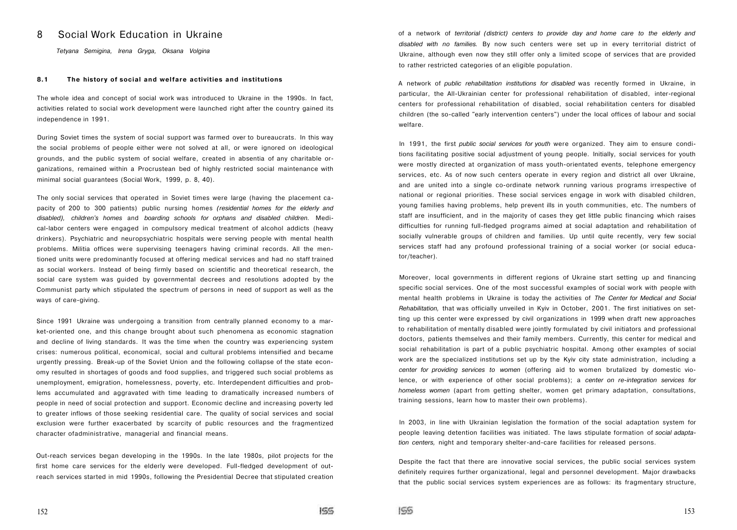# 8 Social Work Education in Ukraine

*Tetyana Semigina, Irena Gryga, Oksana Volgina*

## 8.1 The history of social and welfare activities and institutions

The whole idea and concept of social work was introduced to Ukraine in the 1990s. In fact, activities related to social work development were launched right after the country gained its independence in 1991.

During Soviet times the system of social support was farmed over to bureaucrats. In this way the social problems of people either were not solved at all, or were ignored on ideological grounds, and the public system of social welfare, created in absentia of any charitable organizations, remained within a Procrustean bed of highly restricted social maintenance with minimal social guarantees (Social Work, 1999, p. 8, 40).

The only social services that operated in Soviet times were large (having the placement capacity of 200 to 300 patients) public nursing homes *(residential homes for the elderly and disabled), children's homes* and *boarding schools for orphans and disabled children.* Medical-labor centers were engaged in compulsory medical treatment of alcohol addicts (heavy drinkers). Psychiatric and neuropsychiatric hospitals were serving people with mental health problems. Militia offices were supervising teenagers having criminal records. All the mentioned units were predominantly focused at offering medical services and had no staff trained as social workers. Instead of being firmly based on scientific and theoretical research, the social care system was guided by governmental decrees and resolutions adopted by the Communist party which stipulated the spectrum of persons in need of support as well as the ways of care-giving.

Since 1991 Ukraine was undergoing a transition from centrally planned economy to a market-oriented one, and this change brought about such phenomena as economic stagnation and decline of living standards. It was the time when the country was experiencing system crises: numerous political, economical, social and cultural problems intensified and became urgently pressing. Break-up of the Soviet Union and the following collapse of the state economy resulted in shortages of goods and food supplies, and triggered such social problems as unemployment, emigration, homelessness, poverty, etc. Interdependent difficulties and problems accumulated and aggravated with time leading to dramatically increased numbers of people in need of social protection and support. Economic decline and increasing poverty led to greater inflows of those seeking residential care. The quality of social services and social exclusion were further exacerbated by scarcity of public resources and the fragmentized character ofadministrative, managerial and financial means.

Out-reach services began developing in the 1990s. In the late 1980s, pilot projects for the first home care services for the elderly were developed. Full-fledged development of out-reach services started in mid 1990s, following the Presidential Decree that stipulated creation of a network of *territorial (district) centers to provide day and home care to the elderly and disabled with no families.* By now such centers were set up in every territorial district of Ukraine, although even now they still offer only a limited scope of services that are provided to rather restricted categories of an eligible population.

A network of *public rehabilitation institutions for disabled* was recently formed in Ukraine, in particular, the All-Ukrainian center for professional rehabilitation of disabled, inter-regional centers for professional rehabilitation of disabled, social rehabilitation centers for disabled children (the so-called "early intervention centers") under the local offices of labour and social welfare.

In 1991, the first *public social services for youth* were organized. They aim to ensure conditions facilitating positive social adjustment of young people. Initially, social services for youth were mostly directed at organization of mass youth-orientated events, telephone emergency services, etc. As of now such centers operate in every region and district all over Ukraine, and are united into a single co-ordinate network running various programs irrespective of national or regional priorities. These social services engage in work with disabled children, young families having problems, help prevent ills in youth communities, etc. The numbers of staff are insufficient, and in the majority of cases they get little public financing which raises difficulties for running full-fledged programs aimed at social adaptation and rehabilitation of socially vulnerable groups of children and families. Up until quite recently, very few social services staff had any profound professional training of a social worker (or social educator/teacher).

Moreover, local governments in different regions of Ukraine start setting up and financing specific social services. One of the most successful examples of social work with people with mental health problems in Ukraine is today the activities of *The Center for Medical and Social Rehabilitation,* that was officially unveiled in Kyiv in October, 2001. The first initiatives on setting up this center were expressed by civil organizations in 1999 when draft new approaches to rehabilitation of mentally disabled were jointly formulated by civil initiators and professional doctors, patients themselves and their family members. Currently, this center for medical and social rehabilitation is part of a public psychiatric hospital. Among other examples of social work are the specialized institutions set up by the Kyiv city state administration, including a *center for providing services to women* (offering aid to women brutalized by domestic violence, or with experience of other social problems); a *center on re-integration services for homeless women* (apart from getting shelter, women get primary adaptation, consultations, training sessions, learn how to master their own problems).

In 2003, in line with Ukrainian legislation the formation of the social adaptation system for people leaving detention facilities was initiated. The laws stipulate formation of *social adaptation centers,* night and temporary shelter-and-care facilities for released persons.

Despite the fact that there are innovative social services, the public social services system definitely requires further organizational, legal and personnel development. Major drawbacks that the public social services system experiences are as follows: its fragmentary structure,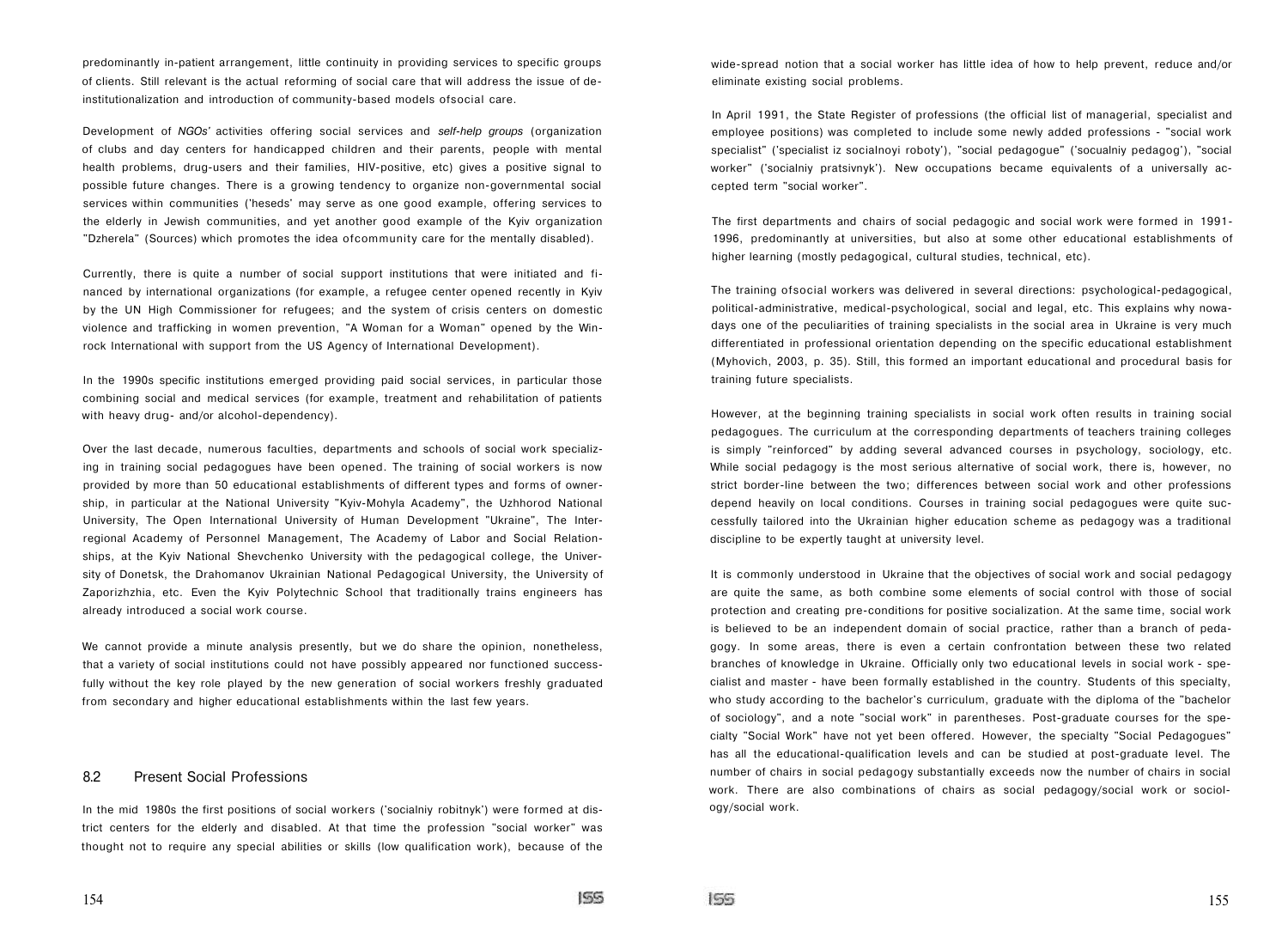predominantly in-patient arrangement, little continuity in providing services to specific groups of clients. Still relevant is the actual reforming of social care that will address the issue of de-institutionalization and introduction of community-based models ofsocial care.

Development of *NGOs'* activities offering social services and *self-help groups* (organization of clubs and day centers for handicapped children and their parents, people with mental health problems, drug-users and their families, HIV-positive, etc) gives a positive signal to possible future changes. There is a growing tendency to organize non-governmental social services within communities ('heseds' may serve as one good example, offering services to the elderly in Jewish communities, and yet another good example of the Kyiv organization "Dzherela" (Sources) which promotes the idea ofcommunity care for the mentally disabled).

Currently, there is quite a number of social support institutions that were initiated and financed by international organizations (for example, a refugee center opened recently in Kyiv by the UN High Commissioner for refugees; and the system of crisis centers on domestic violence and trafficking in women prevention, "A Woman for a Woman" opened by the Winrock International with support from the US Agency of International Development).

In the 1990s specific institutions emerged providing paid social services, in particular those combining social and medical services (for example, treatment and rehabilitation of patients with heavy drug- and/or alcohol-dependency).

Over the last decade, numerous faculties, departments and schools of social work specializing in training social pedagogues have been opened. The training of social workers is now provided by more than 50 educational establishments of different types and forms of ownership, in particular at the National University "Kyiv-Mohyla Academy", the Uzhhorod National University, The Open International University of Human Development "Ukraine", The Interregional Academy of Personnel Management, The Academy of Labor and Social Relationships, at the Kyiv National Shevchenko University with the pedagogical college, the University of Donetsk, the Drahomanov Ukrainian National Pedagogical University, the University of Zaporizhzhia, etc. Even the Kyiv Polytechnic School that traditionally trains engineers has already introduced a social work course.

We cannot provide a minute analysis presently, but we do share the opinion, nonetheless, that a variety of social institutions could not have possibly appeared nor functioned successfully without the key role played by the new generation of social workers freshly graduated from secondary and higher educational establishments within the last few years.

## 8.2 Present Social Professions

In the mid 1980s the first positions of social workers ('socialniy robitnyk') were formed at district centers for the elderly and disabled. At that time the profession "social worker" was thought not to require any special abilities or skills (low qualification work), because of the wide-spread notion that a social worker has little idea of how to help prevent, reduce and/or eliminate existing social problems.

In April 1991, the State Register of professions (the official list of managerial, specialist and employee positions) was completed to include some newly added professions - "social work specialist" ('specialist iz socialnoyi roboty'), "social pedagogue" ('socualniy pedagog'), "social worker" ('socialniy pratsivnyk'). New occupations became equivalents of a universally accepted term "social worker".

The first departments and chairs of social pedagogic and social work were formed in 1991-1996, predominantly at universities, but also at some other educational establishments of higher learning (mostly pedagogical, cultural studies, technical, etc).

The training ofsocial workers was delivered in several directions: psychological-pedagogical, political-administrative, medical-psychological, social and legal, etc. This explains why nowadays one of the peculiarities of training specialists in the social area in Ukraine is very much differentiated in professional orientation depending on the specific educational establishment (Myhovich, 2003, p. 35). Still, this formed an important educational and procedural basis for training future specialists.

However, at the beginning training specialists in social work often results in training social pedagogues. The curriculum at the corresponding departments of teachers training colleges is simply "reinforced" by adding several advanced courses in psychology, sociology, etc. While social pedagogy is the most serious alternative of social work, there is, however, no strict border-line between the two; differences between social work and other professions depend heavily on local conditions. Courses in training social pedagogues were quite successfully tailored into the Ukrainian higher education scheme as pedagogy was a traditional discipline to be expertly taught at university level.

It is commonly understood in Ukraine that the objectives of social work and social pedagogy are quite the same, as both combine some elements of social control with those of social protection and creating pre-conditions for positive socialization. At the same time, social work is believed to be an independent domain of social practice, rather than a branch of pedagogy. In some areas, there is even a certain confrontation between these two related branches of knowledge in Ukraine. Officially only two educational levels in social work - specialist and master - have been formally established in the country. Students of this specialty, who study according to the bachelor's curriculum, graduate with the diploma of the "bachelor of sociology", and a note "social work" in parentheses. Post-graduate courses for the specialty "Social Work" have not yet been offered. However, the specialty "Social Pedagogues" has all the educational-qualification levels and can be studied at post-graduate level. The number of chairs in social pedagogy substantially exceeds now the number of chairs in social work. There are also combinations of chairs as social pedagogy/social work or sociology/social work.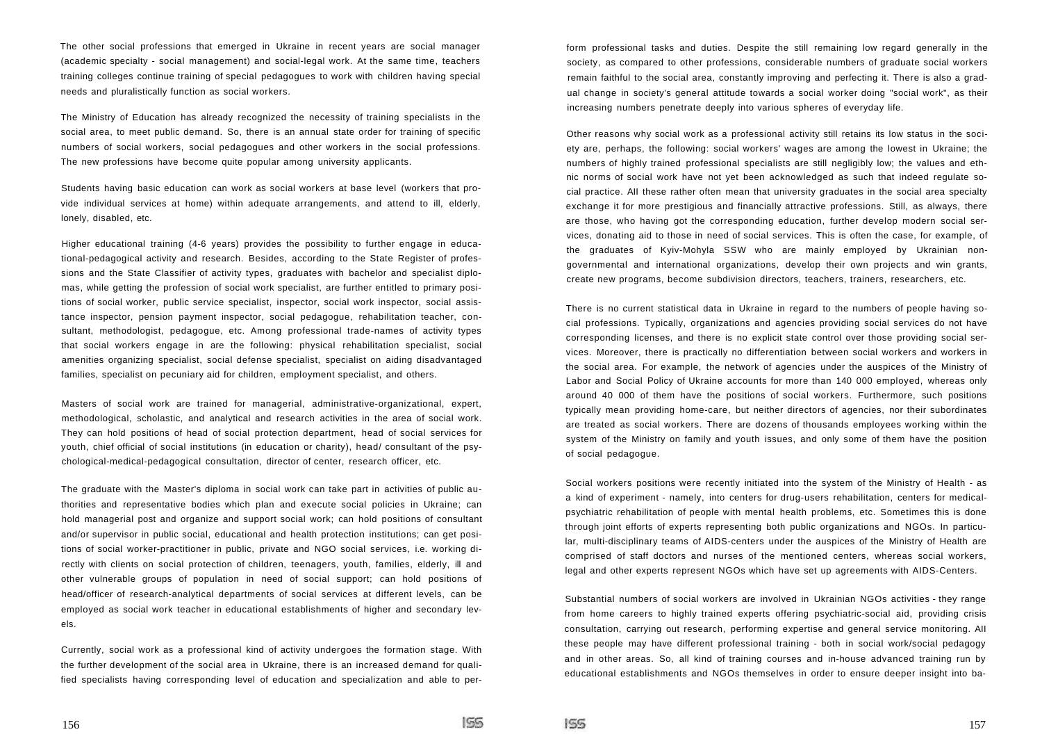The other social professions that emerged in Ukraine in recent years are social manager (academic specialty - social management) and social-legal work. At the same time, teachers training colleges continue training of special pedagogues to work with children having special needs and pluralistically function as social workers.

The Ministry of Education has already recognized the necessity of training specialists in the social area, to meet public demand. So, there is an annual state order for training of specific numbers of social workers, social pedagogues and other workers in the social professions. The new professions have become quite popular among university applicants.

Students having basic education can work as social workers at base level (workers that provide individual services at home) within adequate arrangements, and attend to ill, elderly, lonely, disabled, etc.

Higher educational training (4-6 years) provides the possibility to further engage in educational-pedagogical activity and research. Besides, according to the State Register of professions and the State Classifier of activity types, graduates with bachelor and specialist diplomas, while getting the profession of social work specialist, are further entitled to primary positions of social worker, public service specialist, inspector, social work inspector, social assistance inspector, pension payment inspector, social pedagogue, rehabilitation teacher, consultant, methodologist, pedagogue, etc. Among professional trade-names of activity types that social workers engage in are the following: physical rehabilitation specialist, social amenities organizing specialist, social defense specialist, specialist on aiding disadvantaged families, specialist on pecuniary aid for children, employment specialist, and others.

Masters of social work are trained for managerial, administrative-organizational, expert, methodological, scholastic, and analytical and research activities in the area of social work. They can hold positions of head of social protection department, head of social services for youth, chief official of social institutions (in education or charity), head/ consultant of the psychological-medical-pedagogical consultation, director of center, research officer, etc.

The graduate with the Master's diploma in social work can take part in activities of public authorities and representative bodies which plan and execute social policies in Ukraine; can hold managerial post and organize and support social work; can hold positions of consultant and/or supervisor in public social, educational and health protection institutions; can get positions of social worker-practitioner in public, private and NGO social services, i.e. working directly with clients on social protection of children, teenagers, youth, families, elderly, ill and other vulnerable groups of population in need of social support; can hold positions of head/officer of research-analytical departments of social services at different levels, can be employed as social work teacher in educational establishments of higher and secondary levels.

Currently, social work as a professional kind of activity undergoes the formation stage. With the further development of the social area in Ukraine, there is an increased demand for qualified specialists having corresponding level of education and specialization and able to perform professional tasks and duties. Despite the still remaining low regard generally in the society, as compared to other professions, considerable numbers of graduate social workers remain faithful to the social area, constantly improving and perfecting it. There is also a gradual change in society's general attitude towards a social worker doing "social work", as their increasing numbers penetrate deeply into various spheres of everyday life.

Other reasons why social work as a professional activity still retains its low status in the society are, perhaps, the following: social workers' wages are among the lowest in Ukraine; the numbers of highly trained professional specialists are still negligibly low; the values and ethnic norms of social work have not yet been acknowledged as such that indeed regulate social practice. All these rather often mean that university graduates in the social area specialty exchange it for more prestigious and financially attractive professions. Still, as always, there are those, who having got the corresponding education, further develop modern social services, donating aid to those in need of social services. This is often the case, for example, of the graduates of Kyiv-Mohyla SSW who are mainly employed by Ukrainian non-governmental and international organizations, develop their own projects and win grants, create new programs, become subdivision directors, teachers, trainers, researchers, etc.

There is no current statistical data in Ukraine in regard to the numbers of people having social professions. Typically, organizations and agencies providing social services do not have corresponding licenses, and there is no explicit state control over those providing social services. Moreover, there is practically no differentiation between social workers and workers in the social area. For example, the network of agencies under the auspices of the Ministry of Labor and Social Policy of Ukraine accounts for more than 140 000 employed, whereas only around 40 000 of them have the positions of social workers. Furthermore, such positions typically mean providing home-care, but neither directors of agencies, nor their subordinates are treated as social workers. There are dozens of thousands employees working within the system of the Ministry on family and youth issues, and only some of them have the position of social pedagogue.

Social workers positions were recently initiated into the system of the Ministry of Health - as a kind of experiment - namely, into centers for drug-users rehabilitation, centers for medical-psychiatric rehabilitation of people with mental health problems, etc. Sometimes this is done through joint efforts of experts representing both public organizations and NGOs. In particular, multi-disciplinary teams of AIDS-centers under the auspices of the Ministry of Health are comprised of staff doctors and nurses of the mentioned centers, whereas social workers, legal and other experts represent NGOs which have set up agreements with AIDS-Centers.

Substantial numbers of social workers are involved in Ukrainian NGOs activities - they range from home careers to highly trained experts offering psychiatric-social aid, providing crisis consultation, carrying out research, performing expertise and general service monitoring. All these people may have different professional training - both in social work/social pedagogy and in other areas. So, all kind of training courses and in-house advanced training run by educational establishments and NGOs themselves in order to ensure deeper insight into ba-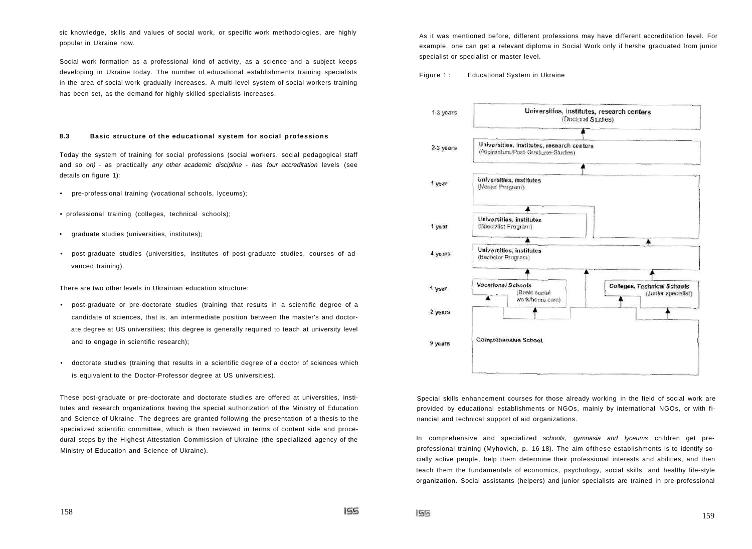sic knowledge, skills and values of social work, or specific work methodologies, are highly popular in Ukraine now.

Social work formation as a professional kind of activity, as a science and a subject keeps developing in Ukraine today. The number of educational establishments training specialists in the area of social work gradually increases. A multi-level system of social workers training has been set, as the demand for highly skilled specialists increases.

### 8.3 Basic structure of the educational system for social professions

Today the system of training for social professions (social workers, social pedagogical staff and so *on)* - as practically *any other academic discipline - has four accreditation* levels (see details on figure 1):

- pre-professional training (vocational schools, lyceums);
- professional training (colleges, technical schools);
- graduate studies (universities, institutes);
- post-graduate studies (universities, institutes of post-graduate studies, courses of advanced training).

There are two other levels in Ukrainian education structure:

- post-graduate or pre-doctorate studies (training that results in a scientific degree of a candidate of sciences, that is, an intermediate position between the master's and doctorate degree at US universities; this degree is generally required to teach at university level and to engage in scientific research);
- doctorate studies (training that results in a scientific degree of a doctor of sciences which is equivalent to the Doctor-Professor degree at US universities).

These post-graduate or pre-doctorate and doctorate studies are offered at universities, institutes and research organizations having the special authorization of the Ministry of Education and Science of Ukraine. The degrees are granted following the presentation of a thesis to the specialized scientific committee, which is then reviewed in terms of content side and procedural steps by the Highest Attestation Commission of Ukraine (the specialized agency of the Ministry of Education and Science of Ukraine).

As it was mentioned before, different professions may have different accreditation level. For example, one can get a relevant diploma in Social Work only if he/she graduated from junior specialist or specialist or master level.

Figure 1 : Educational System in Ukraine

| Duration | Level |
|---|---|
| 1-3 years | Universities, institutes, research centers (Doctoral Studies) |
| 2-3 years | Universities, institutes, research centers (Aspirantura/Post Graduate Studies) |
| 1 year | Universities, institutes (Master Program) |
| 1 year | Universities, institutes (Specialist Program) |
| 4 years | Universities, institutes (Bachelor Program) |
| 1 year | Vocational Schools (Basic social work/home care); Colleges, Technical Schools (Junior specialist) |
| 2 years | |
| 9 years | Comprehensive School |

Special skills enhancement courses for those already working in the field of social work are provided by educational establishments or NGOs, mainly by international NGOs, or with financial and technical support of aid organizations.

In comprehensive and specialized *schools, gymnasia and lyceums* children get pre-professional training (Myhovich, p. 16-18). The aim ofthese establishments is to identify socially active people, help them determine their professional interests and abilities, and then teach them the fundamentals of economics, psychology, social skills, and healthy life-style organization. Social assistants (helpers) and junior specialists are trained in pre-professional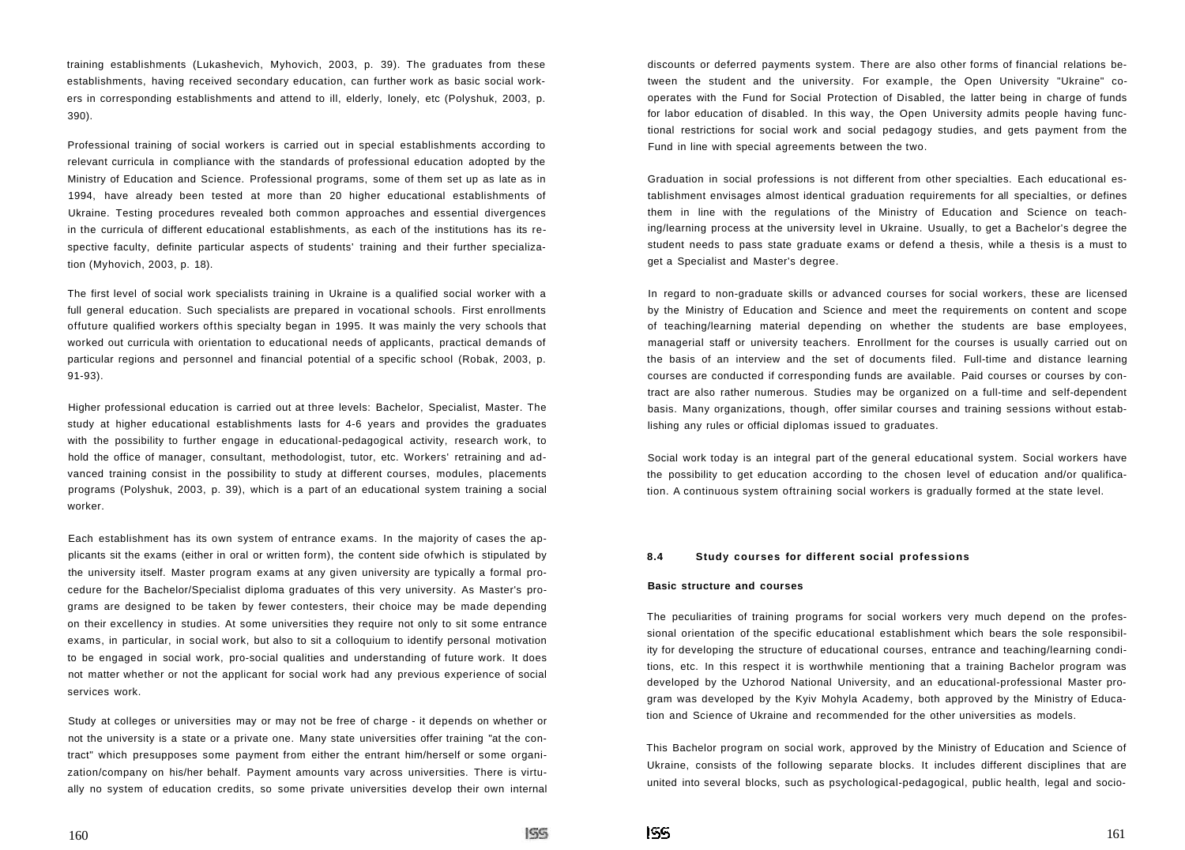training establishments (Lukashevich, Myhovich, 2003, p. 39). The graduates from these establishments, having received secondary education, can further work as basic social workers in corresponding establishments and attend to ill, elderly, lonely, etc (Polyshuk, 2003, p. 390).

Professional training of social workers is carried out in special establishments according to relevant curricula in compliance with the standards of professional education adopted by the Ministry of Education and Science. Professional programs, some of them set up as late as in 1994, have already been tested at more than 20 higher educational establishments of Ukraine. Testing procedures revealed both common approaches and essential divergences in the curricula of different educational establishments, as each of the institutions has its respective faculty, definite particular aspects of students' training and their further specialization (Myhovich, 2003, p. 18).

The first level of social work specialists training in Ukraine is a qualified social worker with a full general education. Such specialists are prepared in vocational schools. First enrollments offuture qualified workers ofthis specialty began in 1995. It was mainly the very schools that worked out curricula with orientation to educational needs of applicants, practical demands of particular regions and personnel and financial potential of a specific school (Robak, 2003, p. 91-93).

Higher professional education is carried out at three levels: Bachelor, Specialist, Master. The study at higher educational establishments lasts for 4-6 years and provides the graduates with the possibility to further engage in educational-pedagogical activity, research work, to hold the office of manager, consultant, methodologist, tutor, etc. Workers' retraining and advanced training consist in the possibility to study at different courses, modules, placements programs (Polyshuk, 2003, p. 39), which is a part of an educational system training a social worker.

Each establishment has its own system of entrance exams. In the majority of cases the applicants sit the exams (either in oral or written form), the content side ofwhich is stipulated by the university itself. Master program exams at any given university are typically a formal procedure for the Bachelor/Specialist diploma graduates of this very university. As Master's programs are designed to be taken by fewer contesters, their choice may be made depending on their excellency in studies. At some universities they require not only to sit some entrance exams, in particular, in social work, but also to sit a colloquium to identify personal motivation to be engaged in social work, pro-social qualities and understanding of future work. It does not matter whether or not the applicant for social work had any previous experience of social services work.

Study at colleges or universities may or may not be free of charge - it depends on whether or not the university is a state or a private one. Many state universities offer training "at the contract" which presupposes some payment from either the entrant him/herself or some organization/company on his/her behalf. Payment amounts vary across universities. There is virtually no system of education credits, so some private universities develop their own internal discounts or deferred payments system. There are also other forms of financial relations between the student and the university. For example, the Open University "Ukraine" cooperates with the Fund for Social Protection of Disabled, the latter being in charge of funds for labor education of disabled. In this way, the Open University admits people having functional restrictions for social work and social pedagogy studies, and gets payment from the Fund in line with special agreements between the two.

Graduation in social professions is not different from other specialties. Each educational establishment envisages almost identical graduation requirements for all specialties, or defines them in line with the regulations of the Ministry of Education and Science on teaching/learning process at the university level in Ukraine. Usually, to get a Bachelor's degree the student needs to pass state graduate exams or defend a thesis, while a thesis is a must to get a Specialist and Master's degree.

In regard to non-graduate skills or advanced courses for social workers, these are licensed by the Ministry of Education and Science and meet the requirements on content and scope of teaching/learning material depending on whether the students are base employees, managerial staff or university teachers. Enrollment for the courses is usually carried out on the basis of an interview and the set of documents filed. Full-time and distance learning courses are conducted if corresponding funds are available. Paid courses or courses by contract are also rather numerous. Studies may be organized on a full-time and self-dependent basis. Many organizations, though, offer similar courses and training sessions without establishing any rules or official diplomas issued to graduates.

Social work today is an integral part of the general educational system. Social workers have the possibility to get education according to the chosen level of education and/or qualification. A continuous system oftraining social workers is gradually formed at the state level.

## 8.4 Study courses for different social professions

### Basic structure and courses

The peculiarities of training programs for social workers very much depend on the professional orientation of the specific educational establishment which bears the sole responsibility for developing the structure of educational courses, entrance and teaching/learning conditions, etc. In this respect it is worthwhile mentioning that a training Bachelor program was developed by the Uzhorod National University, and an educational-professional Master program was developed by the Kyiv Mohyla Academy, both approved by the Ministry of Education and Science of Ukraine and recommended for the other universities as models.

This Bachelor program on social work, approved by the Ministry of Education and Science of Ukraine, consists of the following separate blocks. It includes different disciplines that are united into several blocks, such as psychological-pedagogical, public health, legal and socio-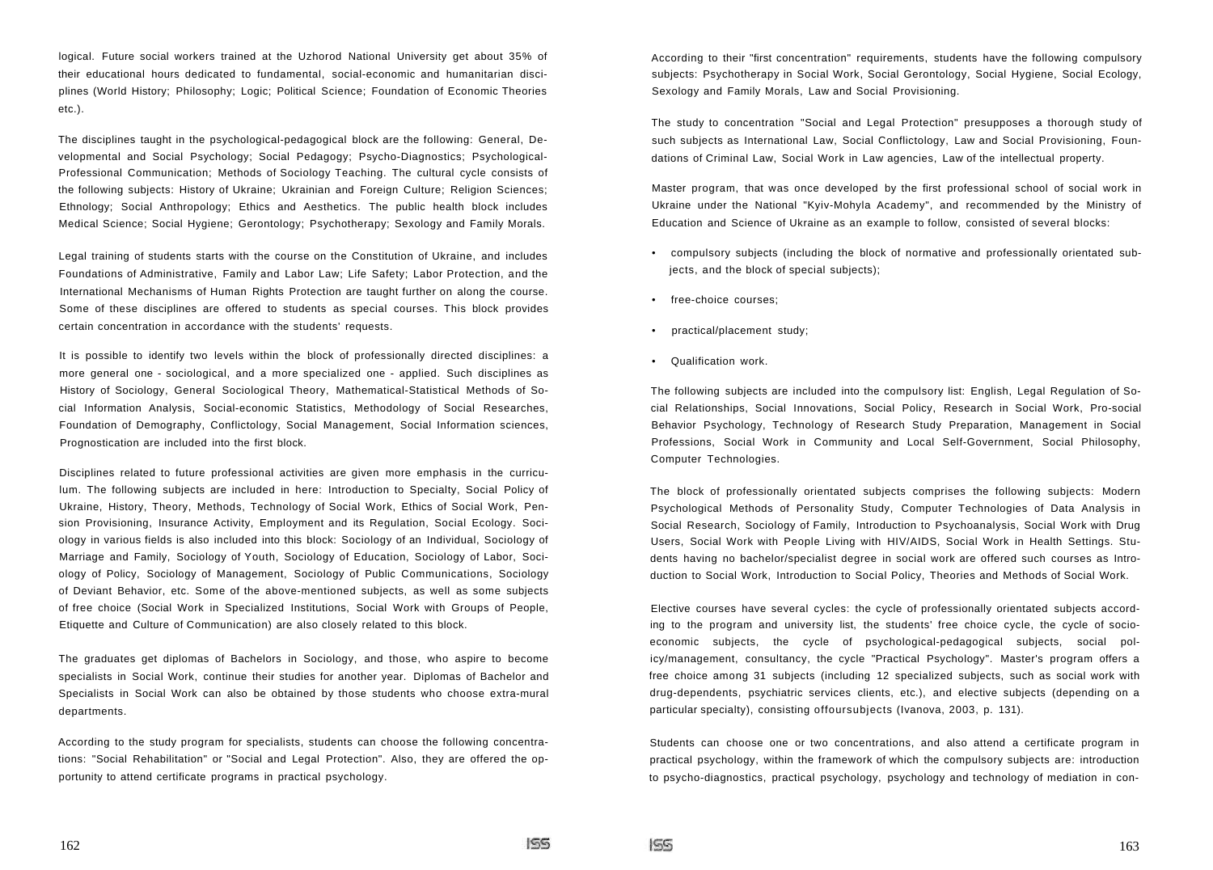logical. Future social workers trained at the Uzhorod National University get about 35% of their educational hours dedicated to fundamental, social-economic and humanitarian disciplines (World History; Philosophy; Logic; Political Science; Foundation of Economic Theories etc.).

The disciplines taught in the psychological-pedagogical block are the following: General, Developmental and Social Psychology; Social Pedagogy; Psycho-Diagnostics; Psychological-Professional Communication; Methods of Sociology Teaching. The cultural cycle consists of the following subjects: History of Ukraine; Ukrainian and Foreign Culture; Religion Sciences; Ethnology; Social Anthropology; Ethics and Aesthetics. The public health block includes Medical Science; Social Hygiene; Gerontology; Psychotherapy; Sexology and Family Morals.

Legal training of students starts with the course on the Constitution of Ukraine, and includes Foundations of Administrative, Family and Labor Law; Life Safety; Labor Protection, and the International Mechanisms of Human Rights Protection are taught further on along the course. Some of these disciplines are offered to students as special courses. This block provides certain concentration in accordance with the students' requests.

It is possible to identify two levels within the block of professionally directed disciplines: a more general one - sociological, and a more specialized one - applied. Such disciplines as History of Sociology, General Sociological Theory, Mathematical-Statistical Methods of Social Information Analysis, Social-economic Statistics, Methodology of Social Researches, Foundation of Demography, Conflictology, Social Management, Social Information sciences, Prognostication are included into the first block.

Disciplines related to future professional activities are given more emphasis in the curriculum. The following subjects are included in here: Introduction to Specialty, Social Policy of Ukraine, History, Theory, Methods, Technology of Social Work, Ethics of Social Work, Pension Provisioning, Insurance Activity, Employment and its Regulation, Social Ecology. Sociology in various fields is also included into this block: Sociology of an Individual, Sociology of Marriage and Family, Sociology of Youth, Sociology of Education, Sociology of Labor, Sociology of Policy, Sociology of Management, Sociology of Public Communications, Sociology of Deviant Behavior, etc. Some of the above-mentioned subjects, as well as some subjects of free choice (Social Work in Specialized Institutions, Social Work with Groups of People, Etiquette and Culture of Communication) are also closely related to this block.

The graduates get diplomas of Bachelors in Sociology, and those, who aspire to become specialists in Social Work, continue their studies for another year. Diplomas of Bachelor and Specialists in Social Work can also be obtained by those students who choose extra-mural departments.

According to the study program for specialists, students can choose the following concentrations: "Social Rehabilitation" or "Social and Legal Protection". Also, they are offered the opportunity to attend certificate programs in practical psychology.

According to their "first concentration" requirements, students have the following compulsory subjects: Psychotherapy in Social Work, Social Gerontology, Social Hygiene, Social Ecology, Sexology and Family Morals, Law and Social Provisioning.

The study to concentration "Social and Legal Protection" presupposes a thorough study of such subjects as International Law, Social Conflictology, Law and Social Provisioning, Foundations of Criminal Law, Social Work in Law agencies, Law of the intellectual property.

Master program, that was once developed by the first professional school of social work in Ukraine under the National "Kyiv-Mohyla Academy", and recommended by the Ministry of Education and Science of Ukraine as an example to follow, consisted of several blocks:

- compulsory subjects (including the block of normative and professionally orientated subjects, and the block of special subjects);
- free-choice courses;
- practical/placement study;
- Qualification work.

The following subjects are included into the compulsory list: English, Legal Regulation of Social Relationships, Social Innovations, Social Policy, Research in Social Work, Pro-social Behavior Psychology, Technology of Research Study Preparation, Management in Social Professions, Social Work in Community and Local Self-Government, Social Philosophy, Computer Technologies.

The block of professionally orientated subjects comprises the following subjects: Modern Psychological Methods of Personality Study, Computer Technologies of Data Analysis in Social Research, Sociology of Family, Introduction to Psychoanalysis, Social Work with Drug Users, Social Work with People Living with HIV/AIDS, Social Work in Health Settings. Students having no bachelor/specialist degree in social work are offered such courses as Introduction to Social Work, Introduction to Social Policy, Theories and Methods of Social Work.

Elective courses have several cycles: the cycle of professionally orientated subjects according to the program and university list, the students' free choice cycle, the cycle of socio-economic subjects, the cycle of psychological-pedagogical subjects, social policy/management, consultancy, the cycle "Practical Psychology". Master's program offers a free choice among 31 subjects (including 12 specialized subjects, such as social work with drug-dependents, psychiatric services clients, etc.), and elective subjects (depending on a particular specialty), consisting offoursubjects (Ivanova, 2003, p. 131).

Students can choose one or two concentrations, and also attend a certificate program in practical psychology, within the framework of which the compulsory subjects are: introduction to psycho-diagnostics, practical psychology, psychology and technology of mediation in con-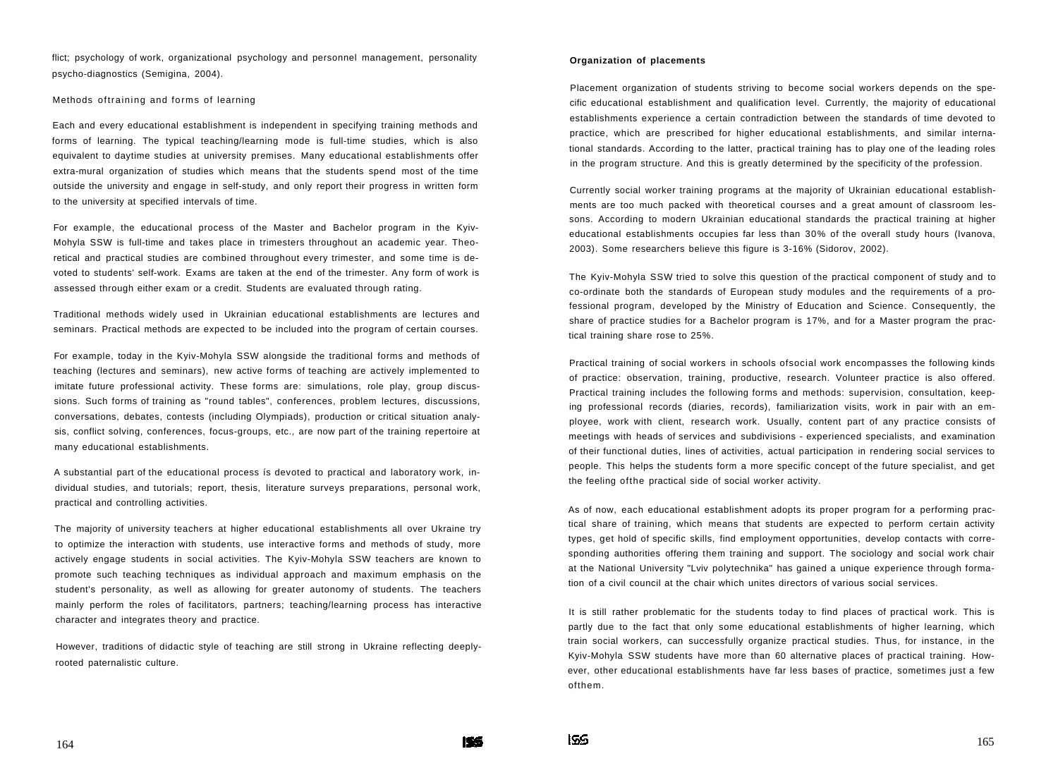flict; psychology of work, organizational psychology and personnel management, personality psycho-diagnostics (Semigina, 2004).

### Methods oftraining and forms of learning

Each and every educational establishment is independent in specifying training methods and forms of learning. The typical teaching/learning mode is full-time studies, which is also equivalent to daytime studies at university premises. Many educational establishments offer extra-mural organization of studies which means that the students spend most of the time outside the university and engage in self-study, and only report their progress in written form to the university at specified intervals of time.

For example, the educational process of the Master and Bachelor program in the Kyiv-Mohyla SSW is full-time and takes place in trimesters throughout an academic year. Theoretical and practical studies are combined throughout every trimester, and some time is devoted to students' self-work. Exams are taken at the end of the trimester. Any form of work is assessed through either exam or a credit. Students are evaluated through rating.

Traditional methods widely used in Ukrainian educational establishments are lectures and seminars. Practical methods are expected to be included into the program of certain courses.

For example, today in the Kyiv-Mohyla SSW alongside the traditional forms and methods of teaching (lectures and seminars), new active forms of teaching are actively implemented to imitate future professional activity. These forms are: simulations, role play, group discussions. Such forms of training as "round tables", conferences, problem lectures, discussions, conversations, debates, contests (including Olympiads), production or critical situation analysis, conflict solving, conferences, focus-groups, etc., are now part of the training repertoire at many educational establishments.

A substantial part of the educational process ís devoted to practical and laboratory work, individual studies, and tutorials; report, thesis, literature surveys preparations, personal work, practical and controlling activities.

The majority of university teachers at higher educational establishments all over Ukraine try to optimize the interaction with students, use interactive forms and methods of study, more actively engage students in social activities. The Kyiv-Mohyla SSW teachers are known to promote such teaching techniques as individual approach and maximum emphasis on the student's personality, as well as allowing for greater autonomy of students. The teachers mainly perform the roles of facilitators, partners; teaching/learning process has interactive character and integrates theory and practice.

However, traditions of didactic style of teaching are still strong in Ukraine reflecting deeply-rooted paternalistic culture.

### Organization of placements

Placement organization of students striving to become social workers depends on the specific educational establishment and qualification level. Currently, the majority of educational establishments experience a certain contradiction between the standards of time devoted to practice, which are prescribed for higher educational establishments, and similar international standards. According to the latter, practical training has to play one of the leading roles in the program structure. And this is greatly determined by the specificity of the profession.

Currently social worker training programs at the majority of Ukrainian educational establishments are too much packed with theoretical courses and a great amount of classroom lessons. According to modern Ukrainian educational standards the practical training at higher educational establishments occupies far less than 30% of the overall study hours (Ivanova, 2003). Some researchers believe this figure is 3-16% (Sidorov, 2002).

The Kyiv-Mohyla SSW tried to solve this question of the practical component of study and to co-ordinate both the standards of European study modules and the requirements of a professional program, developed by the Ministry of Education and Science. Consequently, the share of practice studies for a Bachelor program is 17%, and for a Master program the practical training share rose to 25%.

Practical training of social workers in schools ofsocial work encompasses the following kinds of practice: observation, training, productive, research. Volunteer practice is also offered. Practical training includes the following forms and methods: supervision, consultation, keeping professional records (diaries, records), familiarization visits, work in pair with an employee, work with client, research work. Usually, content part of any practice consists of meetings with heads of services and subdivisions - experienced specialists, and examination of their functional duties, lines of activities, actual participation in rendering social services to people. This helps the students form a more specific concept of the future specialist, and get the feeling ofthe practical side of social worker activity.

As of now, each educational establishment adopts its proper program for a performing practical share of training, which means that students are expected to perform certain activity types, get hold of specific skills, find employment opportunities, develop contacts with corresponding authorities offering them training and support. The sociology and social work chair at the National University "Lviv polytechnika" has gained a unique experience through formation of a civil council at the chair which unites directors of various social services.

It is still rather problematic for the students today to find places of practical work. This is partly due to the fact that only some educational establishments of higher learning, which train social workers, can successfully organize practical studies. Thus, for instance, in the Kyiv-Mohyla SSW students have more than 60 alternative places of practical training. However, other educational establishments have far less bases of practice, sometimes just a few ofthem.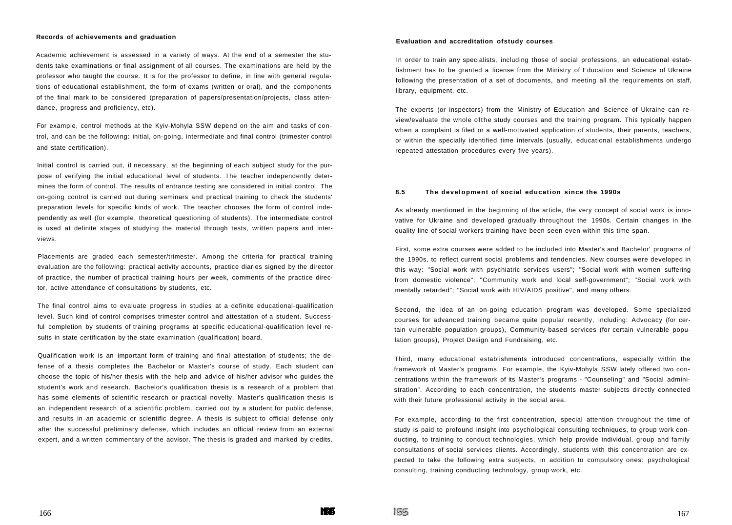### Records of achievements and graduation

Academic achievement is assessed in a variety of ways. At the end of a semester the students take examinations or final assignment of all courses. The examinations are held by the professor who taught the course. It is for the professor to define, in line with general regulations of educational establishment, the form of exams (written or oral), and the components of the final mark to be considered (preparation of papers/presentation/projects, class attendance, progress and proficiency, etc).

For example, control methods at the Kyiv-Mohyla SSW depend on the aim and tasks of control, and can be the following: initial, on-going, intermediate and final control (trimester control and state certification).

Initial control is carried out, if necessary, at the beginning of each subject study for the purpose of verifying the initial educational level of students. The teacher independently determines the form of control. The results of entrance testing are considered in initial control. The on-going control is carried out during seminars and practical training to check the students' preparation levels for specific kinds of work. The teacher chooses the form of control independently as well (for example, theoretical questioning of students). The intermediate control is used at definite stages of studying the material through tests, written papers and interviews.

Placements are graded each semester/trimester. Among the criteria for practical training evaluation are the following: practical activity accounts, practice diaries signed by the director of practice, the number of practical training hours per week, comments of the practice director, active attendance of consultations by students, etc.

The final control aims to evaluate progress in studies at a definite educational-qualification level. Such kind of control comprises trimester control and attestation of a student. Successful completion by students of training programs at specific educational-qualification level results in state certification by the state examination (qualification) board.

Qualification work is an important form of training and final attestation of students; the defense of a thesis completes the Bachelor or Master's course of study. Each student can choose the topic of his/her thesis with the help and advice of his/her advisor who guides the student's work and research. Bachelor's qualification thesis is a research of a problem that has some elements of scientific research or practical novelty. Master's qualification thesis is an independent research of a scientific problem, carried out by a student for public defense, and results in an academic or scientific degree. A thesis is subject to official defense only after the successful preliminary defense, which includes an official review from an external expert, and a written commentary of the advisor. The thesis is graded and marked by credits.

### Evaluation and accreditation ofstudy courses

In order to train any specialists, including those of social professions, an educational establishment has to be granted a license from the Ministry of Education and Science of Ukraine following the presentation of a set of documents, and meeting all the requirements on staff, library, equipment, etc.

The experts (or inspectors) from the Ministry of Education and Science of Ukraine can review/evaluate the whole ofthe study courses and the training program. This typically happen when a complaint is filed or a well-motivated application of students, their parents, teachers, or within the specially identified time intervals (usually, educational establishments undergo repeated attestation procedures every five years).

## 8.5 The development of social education since the 1990s

As already mentioned in the beginning of the article, the very concept of social work is innovative for Ukraine and developed gradually throughout the 1990s. Certain changes in the quality line of social workers training have been seen even within this time span.

First, some extra courses were added to be included into Master's and Bachelor' programs of the 1990s, to reflect current social problems and tendencies. New courses were developed in this way: "Social work with psychiatric services users"; "Social work with women suffering from domestic violence"; "Community work and local self-government"; "Social work with mentally retarded"; "Social work with HIV/AIDS positive", and many others.

Second, the idea of an on-going education program was developed. Some specialized courses for advanced training became quite popular recently, including: Advocacy (for certain vulnerable population groups), Community-based services (for certain vulnerable population groups), Project Design and Fundraising, etc.

Third, many educational establishments introduced concentrations, especially within the framework of Master's programs. For example, the Kyiv-Mohyla SSW lately offered two concentrations within the framework of its Master's programs - "Counseling" and "Social administration". According to each concentration, the students master subjects directly connected with their future professional activity in the social area.

For example, according to the first concentration, special attention throughout the time of study is paid to profound insight into psychological consulting techniques, to group work conducting, to training to conduct technologies, which help provide individual, group and family consultations of social services clients. Accordingly, students with this concentration are expected to take the following extra subjects, in addition to compulsory ones: psychological consulting, training conducting technology, group work, etc.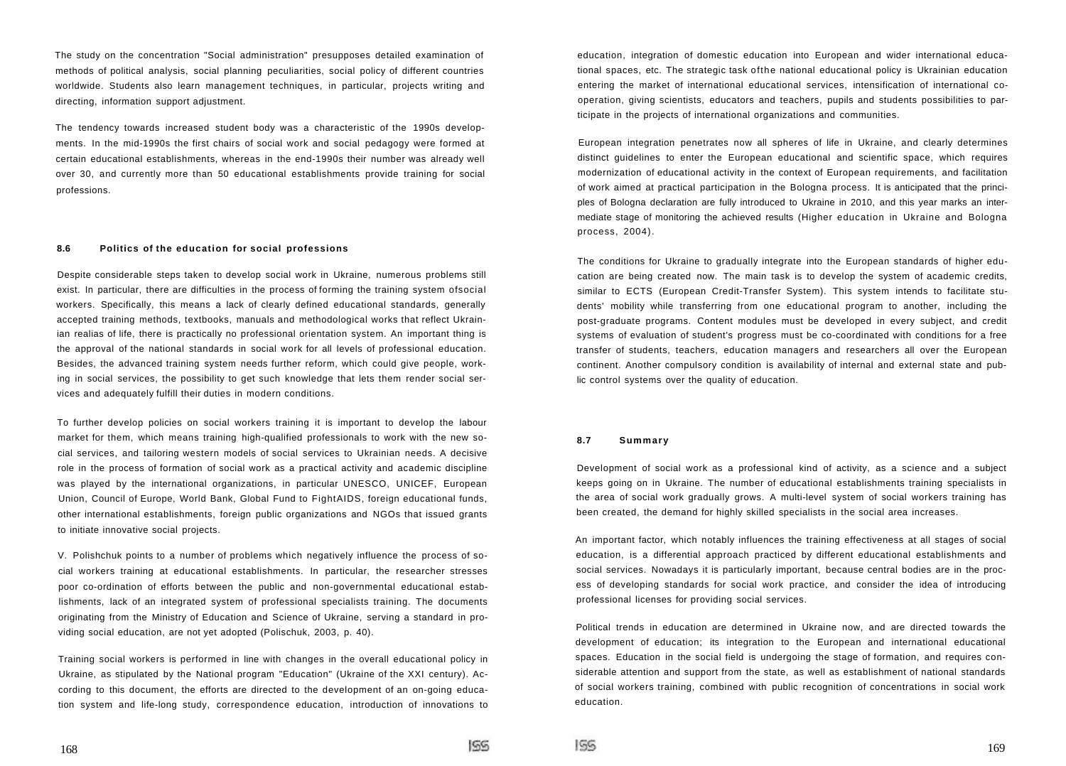The study on the concentration "Social administration" presupposes detailed examination of methods of political analysis, social planning peculiarities, social policy of different countries worldwide. Students also learn management techniques, in particular, projects writing and directing, information support adjustment.

The tendency towards increased student body was a characteristic of the 1990s developments. In the mid-1990s the first chairs of social work and social pedagogy were formed at certain educational establishments, whereas in the end-1990s their number was already well over 30, and currently more than 50 educational establishments provide training for social professions.

### 8.6 Politics of the education for social professions

Despite considerable steps taken to develop social work in Ukraine, numerous problems still exist. In particular, there are difficulties in the process of forming the training system ofsocial workers. Specifically, this means a lack of clearly defined educational standards, generally accepted training methods, textbooks, manuals and methodological works that reflect Ukrainian realias of life, there is practically no professional orientation system. An important thing is the approval of the national standards in social work for all levels of professional education. Besides, the advanced training system needs further reform, which could give people, working in social services, the possibility to get such knowledge that lets them render social services and adequately fulfill their duties in modern conditions.

To further develop policies on social workers training it is important to develop the labour market for them, which means training high-qualified professionals to work with the new social services, and tailoring western models of social services to Ukrainian needs. A decisive role in the process of formation of social work as a practical activity and academic discipline was played by the international organizations, in particular UNESCO, UNICEF, European Union, Council of Europe, World Bank, Global Fund to FightAIDS, foreign educational funds, other international establishments, foreign public organizations and NGOs that issued grants to initiate innovative social projects.

V. Polishchuk points to a number of problems which negatively influence the process of social workers training at educational establishments. In particular, the researcher stresses poor co-ordination of efforts between the public and non-governmental educational establishments, lack of an integrated system of professional specialists training. The documents originating from the Ministry of Education and Science of Ukraine, serving a standard in providing social education, are not yet adopted (Polischuk, 2003, p. 40).

Training social workers is performed in line with changes in the overall educational policy in Ukraine, as stipulated by the National program "Education" (Ukraine of the XXI century). According to this document, the efforts are directed to the development of an on-going education system and life-long study, correspondence education, introduction of innovations to education, integration of domestic education into European and wider international educational spaces, etc. The strategic task ofthe national educational policy is Ukrainian education entering the market of international educational services, intensification of international co-operation, giving scientists, educators and teachers, pupils and students possibilities to participate in the projects of international organizations and communities.

European integration penetrates now all spheres of life in Ukraine, and clearly determines distinct guidelines to enter the European educational and scientific space, which requires modernization of educational activity in the context of European requirements, and facilitation of work aimed at practical participation in the Bologna process. It is anticipated that the principles of Bologna declaration are fully introduced to Ukraine in 2010, and this year marks an intermediate stage of monitoring the achieved results (Higher education in Ukraine and Bologna process, 2004).

The conditions for Ukraine to gradually integrate into the European standards of higher education are being created now. The main task is to develop the system of academic credits, similar to ECTS (European Credit-Transfer System). This system intends to facilitate students' mobility while transferring from one educational program to another, including the post-graduate programs. Content modules must be developed in every subject, and credit systems of evaluation of student's progress must be co-coordinated with conditions for a free transfer of students, teachers, education managers and researchers all over the European continent. Another compulsory condition is availability of internal and external state and public control systems over the quality of education.

### 8.7 Summary

Development of social work as a professional kind of activity, as a science and a subject keeps going on in Ukraine. The number of educational establishments training specialists in the area of social work gradually grows. A multi-level system of social workers training has been created, the demand for highly skilled specialists in the social area increases.

An important factor, which notably influences the training effectiveness at all stages of social education, is a differential approach practiced by different educational establishments and social services. Nowadays it is particularly important, because central bodies are in the process of developing standards for social work practice, and consider the idea of introducing professional licenses for providing social services.

Political trends in education are determined in Ukraine now, and are directed towards the development of education; its integration to the European and international educational spaces. Education in the social field is undergoing the stage of formation, and requires considerable attention and support from the state, as well as establishment of national standards of social workers training, combined with public recognition of concentrations in social work education.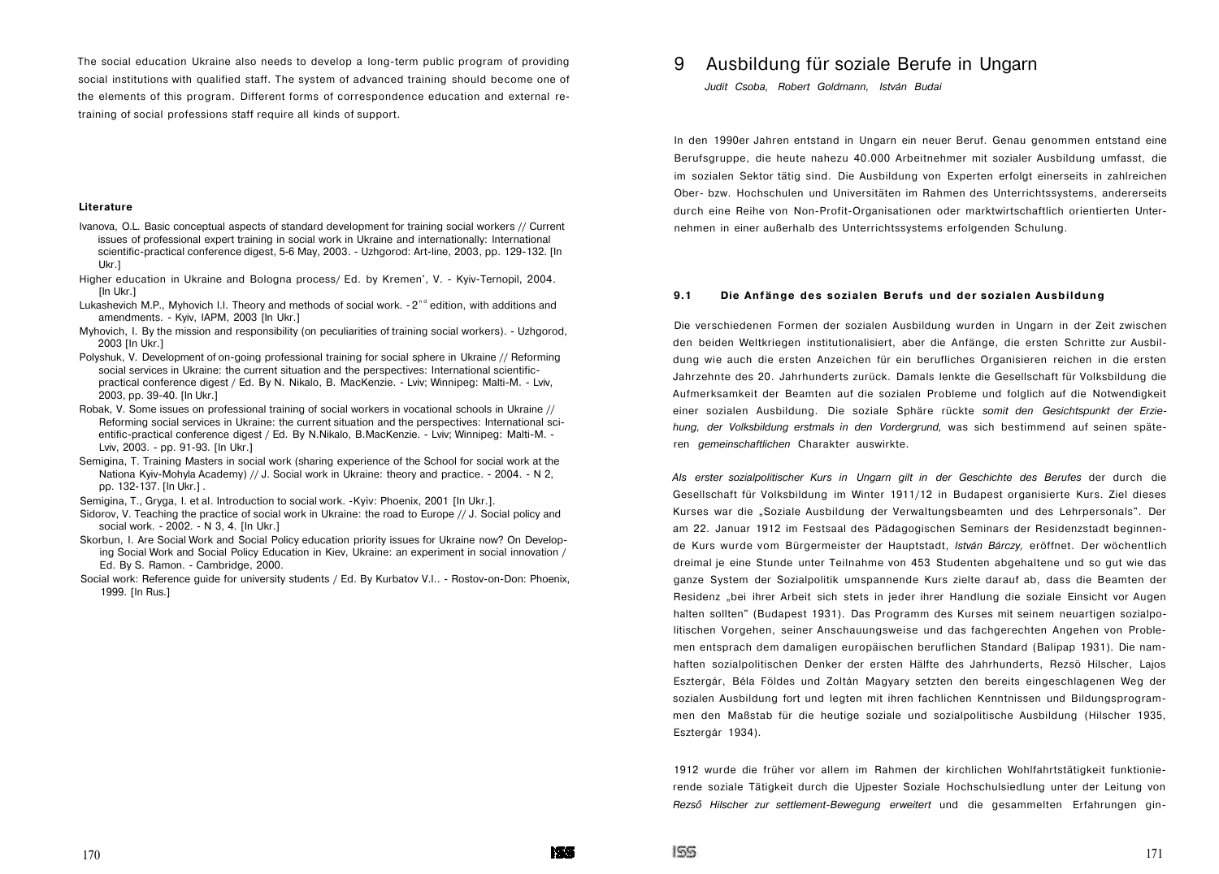The social education Ukraine also needs to develop a long-term public program of providing social institutions with qualified staff. The system of advanced training should become one of the elements of this program. Different forms of correspondence education and external re-training of social professions staff require all kinds of support.

**Literature**

Ivanova, O.L. Basic conceptual aspects of standard development for training social workers // Current issues of professional expert training in social work in Ukraine and internationally: International scientific-practical conference digest, 5-6 May, 2003. - Uzhgorod: Art-line, 2003, pp. 129-132. [In Ukr.]

Higher education in Ukraine and Bologna process/ Ed. by Kremen', V. - Kyiv-Ternopil, 2004. [In Ukr.]

Lukashevich M.P., Myhovich I.I. Theory and methods of social work. - 2nd edition, with additions and amendments. - Kyiv, IAPM, 2003 [In Ukr.]

Myhovich, I. By the mission and responsibility (on peculiarities of training social workers). - Uzhgorod, 2003 [In Ukr.]

Polyshuk, V. Development of on-going professional training for social sphere in Ukraine // Reforming social services in Ukraine: the current situation and the perspectives: International scientific-practical conference digest / Ed. By N. Nikalo, B. MacKenzie. - Lviv; Winnipeg: Malti-M. - Lviv, 2003, pp. 39-40. [In Ukr.]

Robak, V. Some issues on professional training of social workers in vocational schools in Ukraine // Reforming social services in Ukraine: the current situation and the perspectives: International scientific-practical conference digest / Ed. By N.Nikalo, B.MacKenzie. - Lviv; Winnipeg: Malti-M. - Lviv, 2003. - pp. 91-93. [In Ukr.]

Semigina, T. Training Masters in social work (sharing experience of the School for social work at the Nationa Kyiv-Mohyla Academy) // J. Social work in Ukraine: theory and practice. - 2004. - N 2, pp. 132-137. [In Ukr.] .

Semigina, T., Gryga, I. et al. Introduction to social work. -Kyiv: Phoenix, 2001 [In Ukr.].

Sidorov, V. Teaching the practice of social work in Ukraine: the road to Europe // J. Social policy and social work. - 2002. - N 3, 4. [In Ukr.]

Skorbun, I. Are Social Work and Social Policy education priority issues for Ukraine now? On Developing Social Work and Social Policy Education in Kiev, Ukraine: an experiment in social innovation / Ed. By S. Ramon. - Cambridge, 2000.

Social work: Reference guide for university students / Ed. By Kurbatov V.I.. - Rostov-on-Don: Phoenix, 1999. [In Rus.]

# 9 Ausbildung für soziale Berufe in Ungarn

*Judit Csoba, Robert Goldmann, István Budai*

In den 1990er Jahren entstand in Ungarn ein neuer Beruf. Genau genommen entstand eine Berufsgruppe, die heute nahezu 40.000 Arbeitnehmer mit sozialer Ausbildung umfasst, die im sozialen Sektor tätig sind. Die Ausbildung von Experten erfolgt einerseits in zahlreichen Ober- bzw. Hochschulen und Universitäten im Rahmen des Unterrichtssystems, andererseits durch eine Reihe von Non-Profit-Organisationen oder marktwirtschaftlich orientierten Unternehmen in einer außerhalb des Unterrichtssystems erfolgenden Schulung.

## 9.1 Die Anfänge des sozialen Berufs und der sozialen Ausbildung

Die verschiedenen Formen der sozialen Ausbildung wurden in Ungarn in der Zeit zwischen den beiden Weltkriegen institutionalisiert, aber die Anfänge, die ersten Schritte zur Ausbildung wie auch die ersten Anzeichen für ein berufliches Organisieren reichen in die ersten Jahrzehnte des 20. Jahrhunderts zurück. Damals lenkte die Gesellschaft für Volksbildung die Aufmerksamkeit der Beamten auf die sozialen Probleme und folglich auf die Notwendigkeit einer sozialen Ausbildung. Die soziale Sphäre rückte *somit den Gesichtspunkt der Erziehung, der Volksbildung erstmals in den Vordergrund,* was sich bestimmend auf seinen späteren *gemeinschaftlichen* Charakter auswirkte.

*Als erster sozialpolitischer Kurs in Ungarn gilt in der Geschichte des Berufes* der durch die Gesellschaft für Volksbildung im Winter 1911/12 in Budapest organisierte Kurs. Ziel dieses Kurses war die „Soziale Ausbildung der Verwaltungsbeamten und des Lehrpersonals". Der am 22. Januar 1912 im Festsaal des Pädagogischen Seminars der Residenzstadt beginnende Kurs wurde vom Bürgermeister der Hauptstadt, *István Bárczy,* eröffnet. Der wöchentlich dreimal je eine Stunde unter Teilnahme von 453 Studenten abgehaltene und so gut wie das ganze System der Sozialpolitik umspannende Kurs zielte darauf ab, dass die Beamten der Residenz „bei ihrer Arbeit sich stets in jeder ihrer Handlung die soziale Einsicht vor Augen halten sollten" (Budapest 1931). Das Programm des Kurses mit seinem neuartigen sozialpolitischen Vorgehen, seiner Anschauungsweise und das fachgerechten Angehen von Problemen entsprach dem damaligen europäischen beruflichen Standard (Balipap 1931). Die namhaften sozialpolitischen Denker der ersten Hälfte des Jahrhunderts, Rezsö Hilscher, Lajos Esztergár, Béla Földes und Zoltán Magyary setzten den bereits eingeschlagenen Weg der sozialen Ausbildung fort und legten mit ihren fachlichen Kenntnissen und Bildungsprogrammen den Maßstab für die heutige soziale und sozialpolitische Ausbildung (Hilscher 1935, Esztergár 1934).

1912 wurde die früher vor allem im Rahmen der kirchlichen Wohlfahrtstätigkeit funktionierende soziale Tätigkeit durch die Ujpester Soziale Hochschulsiedlung unter der Leitung von *Rezső Hilscher zur settlement-Bewegung erweitert* und die gesammelten Erfahrungen gin-